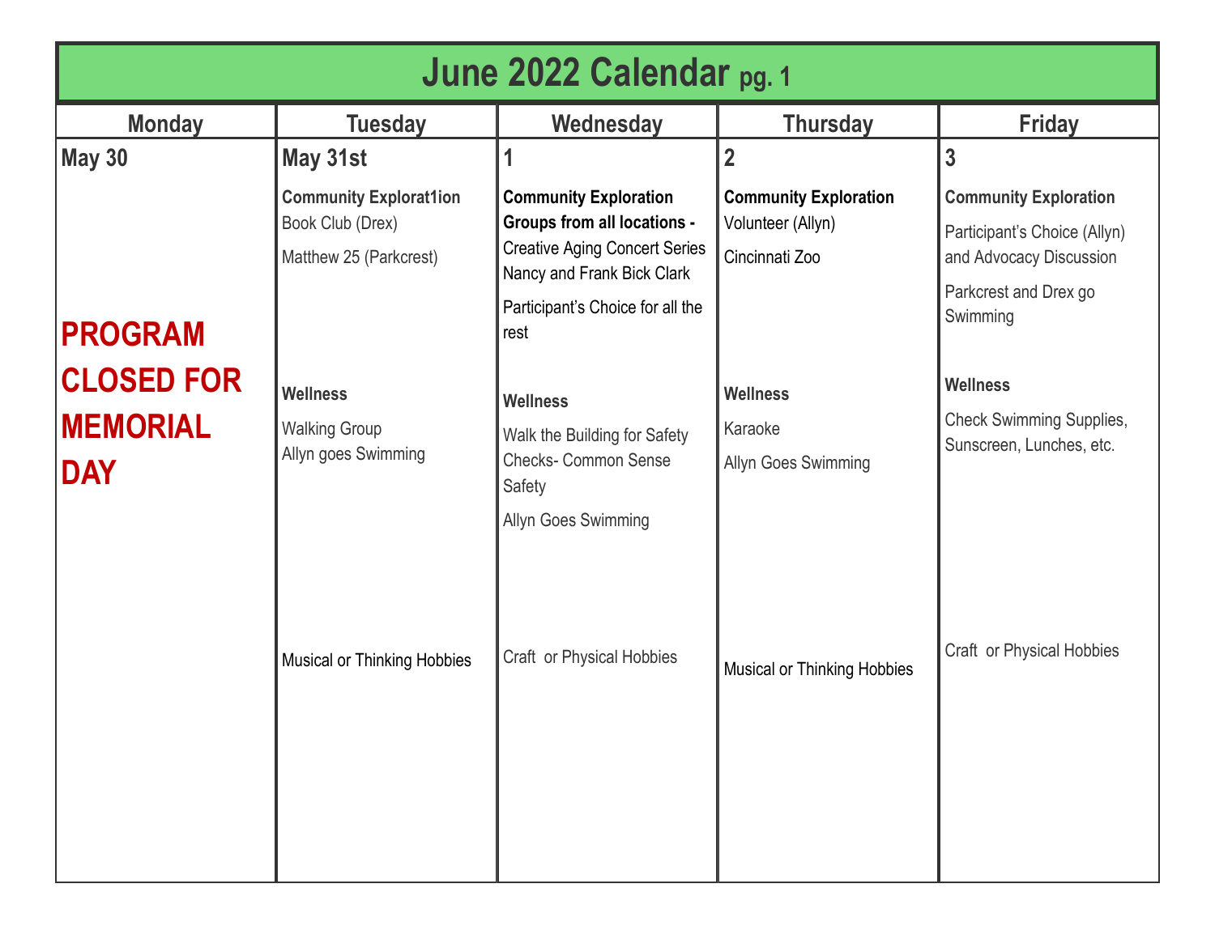# June 2022 Calendar pg. 1

| Monday | Tuesday | Wednesday | Thursday | Friday |
|---|---|---|---|---|
| **May 30** | **May 31st** | **1** | **2** | **3** |
| **PROGRAM CLOSED FOR MEMORIAL DAY** | **Community Explorat1ion**<br>Book Club (Drex)<br>Matthew 25 (Parkcrest) | **Community Exploration Groups from all locations -** Creative Aging Concert Series Nancy and Frank Bick Clark<br>Participant's Choice for all the rest | **Community Exploration**<br>Volunteer (Allyn)<br>Cincinnati Zoo | **Community Exploration**<br>Participant's Choice (Allyn) and Advocacy Discussion<br>Parkcrest and Drex go Swimming |
| | **Wellness**<br>Walking Group<br>Allyn goes Swimming | **Wellness**<br>Walk the Building for Safety Checks- Common Sense Safety<br>Allyn Goes Swimming | **Wellness**<br>Karaoke<br>Allyn Goes Swimming | **Wellness**<br>Check Swimming Supplies, Sunscreen, Lunches, etc. |
| | Musical or Thinking Hobbies | Craft or Physical Hobbies | Musical or Thinking Hobbies | Craft or Physical Hobbies |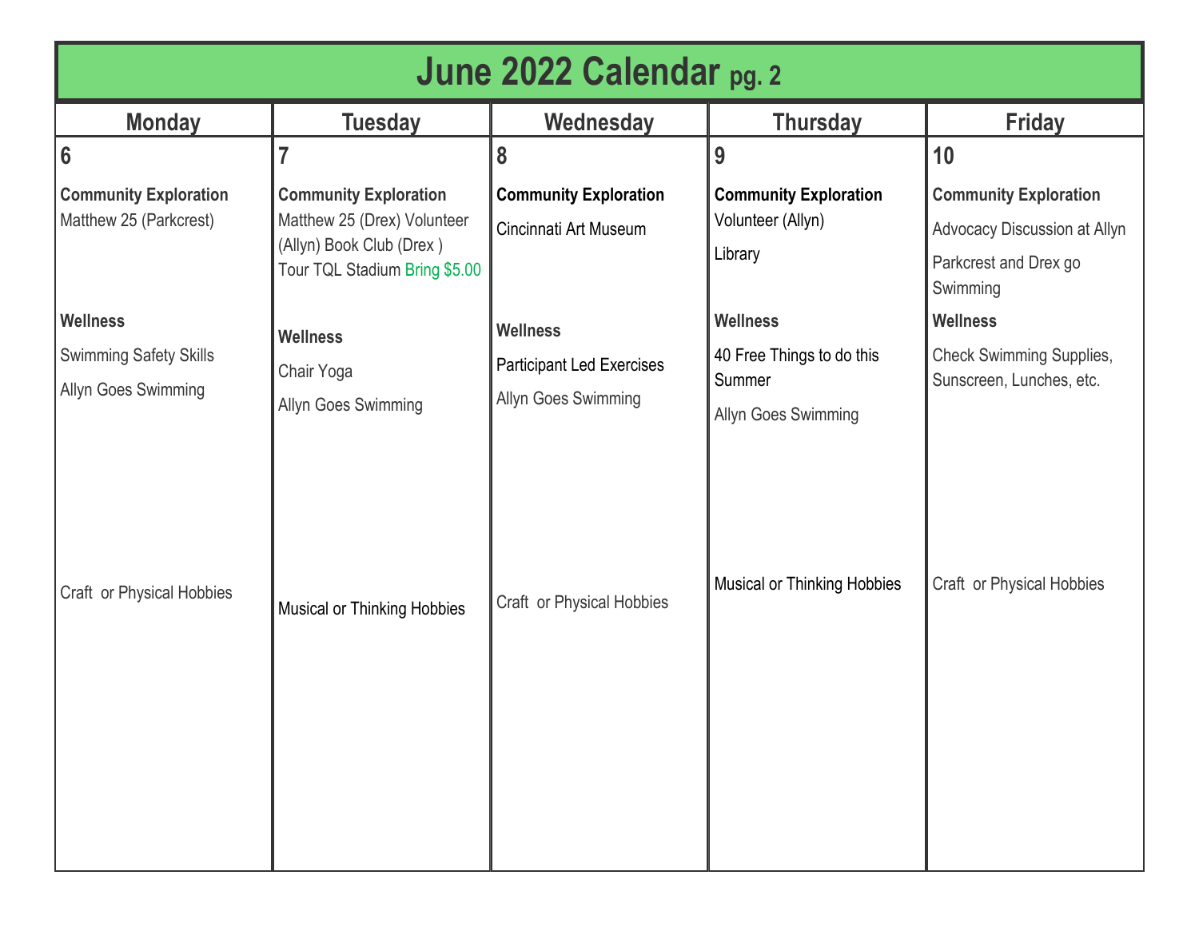# June 2022 Calendar pg. 2

| Monday | Tuesday | Wednesday | Thursday | Friday |
|---|---|---|---|---|
| **6** | **7** | **8** | **9** | **10** |
| **Community Exploration**<br>Matthew 25 (Parkcrest) | **Community Exploration**<br>Matthew 25 (Drex) Volunteer (Allyn) Book Club (Drex ) Tour TQL Stadium Bring $5.00 | **Community Exploration**<br>Cincinnati Art Museum | **Community Exploration**<br>Volunteer (Allyn)<br>Library | **Community Exploration**<br>Advocacy Discussion at Allyn<br>Parkcrest and Drex go Swimming |
| **Wellness**<br>Swimming Safety Skills<br>Allyn Goes Swimming | **Wellness**<br>Chair Yoga<br>Allyn Goes Swimming | **Wellness**<br>Participant Led Exercises<br>Allyn Goes Swimming | **Wellness**<br>40 Free Things to do this Summer<br>Allyn Goes Swimming | **Wellness**<br>Check Swimming Supplies, Sunscreen, Lunches, etc. |
| Craft or Physical Hobbies | Musical or Thinking Hobbies | Craft or Physical Hobbies | Musical or Thinking Hobbies | Craft or Physical Hobbies |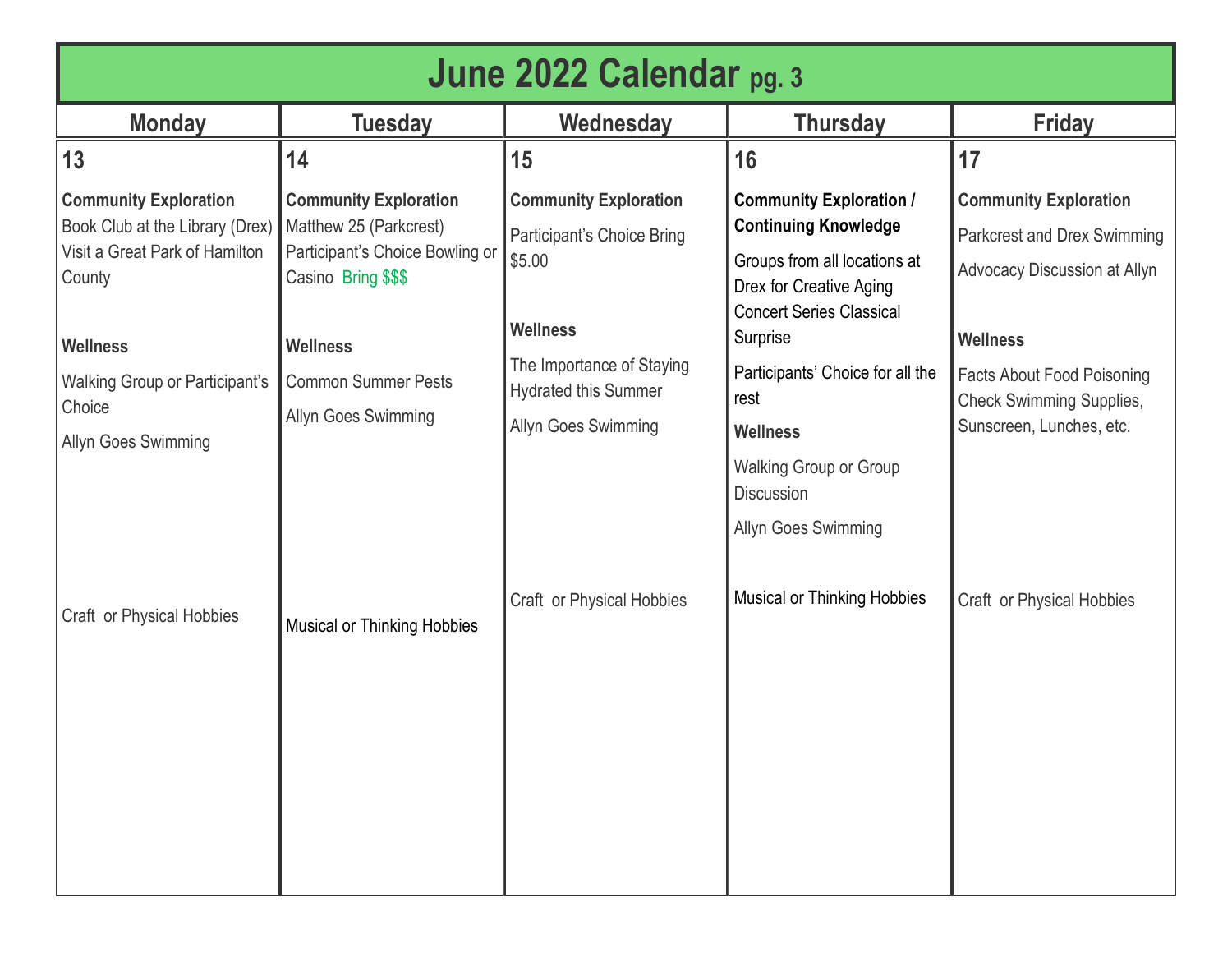# June 2022 Calendar pg. 3

| Monday | Tuesday | Wednesday | Thursday | Friday |
|---|---|---|---|---|
| **13** | **14** | **15** | **16** | **17** |
| **Community Exploration**<br>Book Club at the Library (Drex)<br>Visit a Great Park of Hamilton County<br><br>**Wellness**<br>Walking Group or Participant's Choice<br>Allyn Goes Swimming<br><br>Craft or Physical Hobbies | **Community Exploration**<br>Matthew 25 (Parkcrest)<br>Participant's Choice Bowling or Casino Bring $$$<br><br>**Wellness**<br>Common Summer Pests<br>Allyn Goes Swimming<br><br>Musical or Thinking Hobbies | **Community Exploration**<br>Participant's Choice Bring $5.00<br><br>**Wellness**<br>The Importance of Staying Hydrated this Summer<br>Allyn Goes Swimming<br><br>Craft or Physical Hobbies | **Community Exploration / Continuing Knowledge**<br>Groups from all locations at Drex for Creative Aging Concert Series Classical Surprise<br>Participants' Choice for all the rest<br>**Wellness**<br>Walking Group or Group Discussion<br>Allyn Goes Swimming<br><br>Musical or Thinking Hobbies | **Community Exploration**<br>Parkcrest and Drex Swimming<br>Advocacy Discussion at Allyn<br><br>**Wellness**<br>Facts About Food Poisoning<br>Check Swimming Supplies, Sunscreen, Lunches, etc.<br><br>Craft or Physical Hobbies |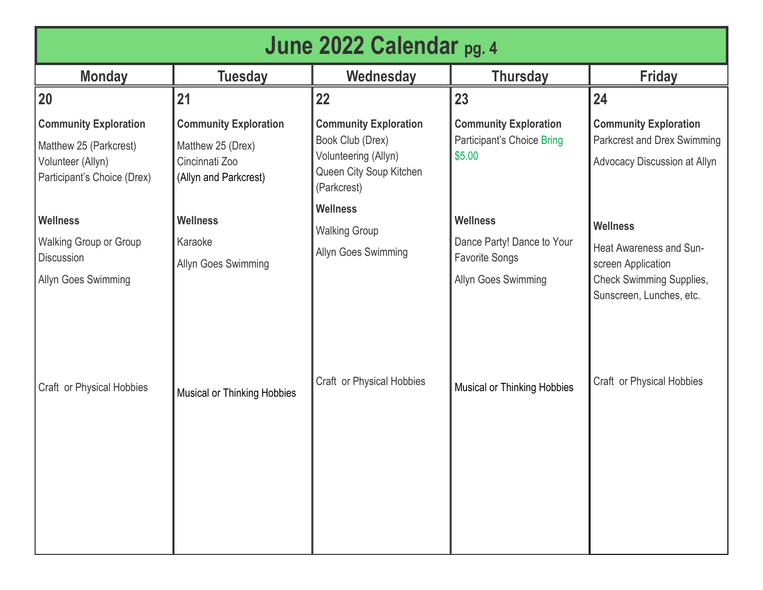# June 2022 Calendar pg. 4

| Monday | Tuesday | Wednesday | Thursday | Friday |
|---|---|---|---|---|
| **20** | **21** | **22** | **23** | **24** |
| **Community Exploration**<br>Matthew 25 (Parkcrest)<br>Volunteer (Allyn)<br>Participant's Choice (Drex) | **Community Exploration**<br>Matthew 25 (Drex)<br>Cincinnati Zoo<br>(Allyn and Parkcrest) | **Community Exploration**<br>Book Club (Drex)<br>Volunteering (Allyn)<br>Queen City Soup Kitchen (Parkcrest) | **Community Exploration**<br>Participant's Choice Bring $5.00 | **Community Exploration**<br>Parkcrest and Drex Swimming<br>Advocacy Discussion at Allyn |
| **Wellness**<br>Walking Group or Group Discussion<br>Allyn Goes Swimming | **Wellness**<br>Karaoke<br>Allyn Goes Swimming | **Wellness**<br>Walking Group<br>Allyn Goes Swimming | **Wellness**<br>Dance Party! Dance to Your Favorite Songs<br>Allyn Goes Swimming | **Wellness**<br>Heat Awareness and Sun-screen Application<br>Check Swimming Supplies, Sunscreen, Lunches, etc. |
| Craft or Physical Hobbies | Musical or Thinking Hobbies | Craft or Physical Hobbies | Musical or Thinking Hobbies | Craft or Physical Hobbies |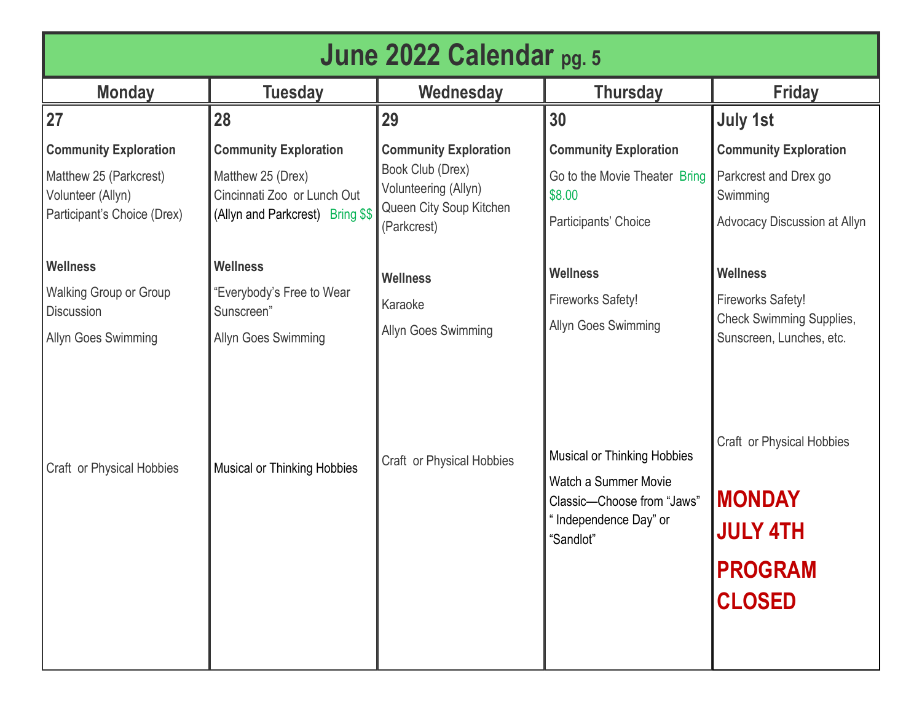# June 2022 Calendar pg. 5

| Monday | Tuesday | Wednesday | Thursday | Friday |
|---|---|---|---|---|
| **27** | **28** | **29** | **30** | **July 1st** |
| **Community Exploration**<br>Matthew 25 (Parkcrest)<br>Volunteer (Allyn)<br>Participant's Choice (Drex) | **Community Exploration**<br>Matthew 25 (Drex)<br>Cincinnati Zoo or Lunch Out (Allyn and Parkcrest) Bring $$ | **Community Exploration**<br>Book Club (Drex)<br>Volunteering (Allyn)<br>Queen City Soup Kitchen (Parkcrest) | **Community Exploration**<br>Go to the Movie Theater Bring $8.00<br>Participants' Choice | **Community Exploration**<br>Parkcrest and Drex go Swimming<br>Advocacy Discussion at Allyn |
| **Wellness**<br>Walking Group or Group Discussion<br>Allyn Goes Swimming | **Wellness**<br>"Everybody's Free to Wear Sunscreen"<br>Allyn Goes Swimming | **Wellness**<br>Karaoke<br>Allyn Goes Swimming | **Wellness**<br>Fireworks Safety!<br>Allyn Goes Swimming | **Wellness**<br>Fireworks Safety!<br>Check Swimming Supplies, Sunscreen, Lunches, etc. |
| Craft or Physical Hobbies | Musical or Thinking Hobbies | Craft or Physical Hobbies | Musical or Thinking Hobbies<br>Watch a Summer Movie Classic—Choose from "Jaws" " Independence Day" or "Sandlot" | Craft or Physical Hobbies<br>**MONDAY JULY 4TH PROGRAM CLOSED** |